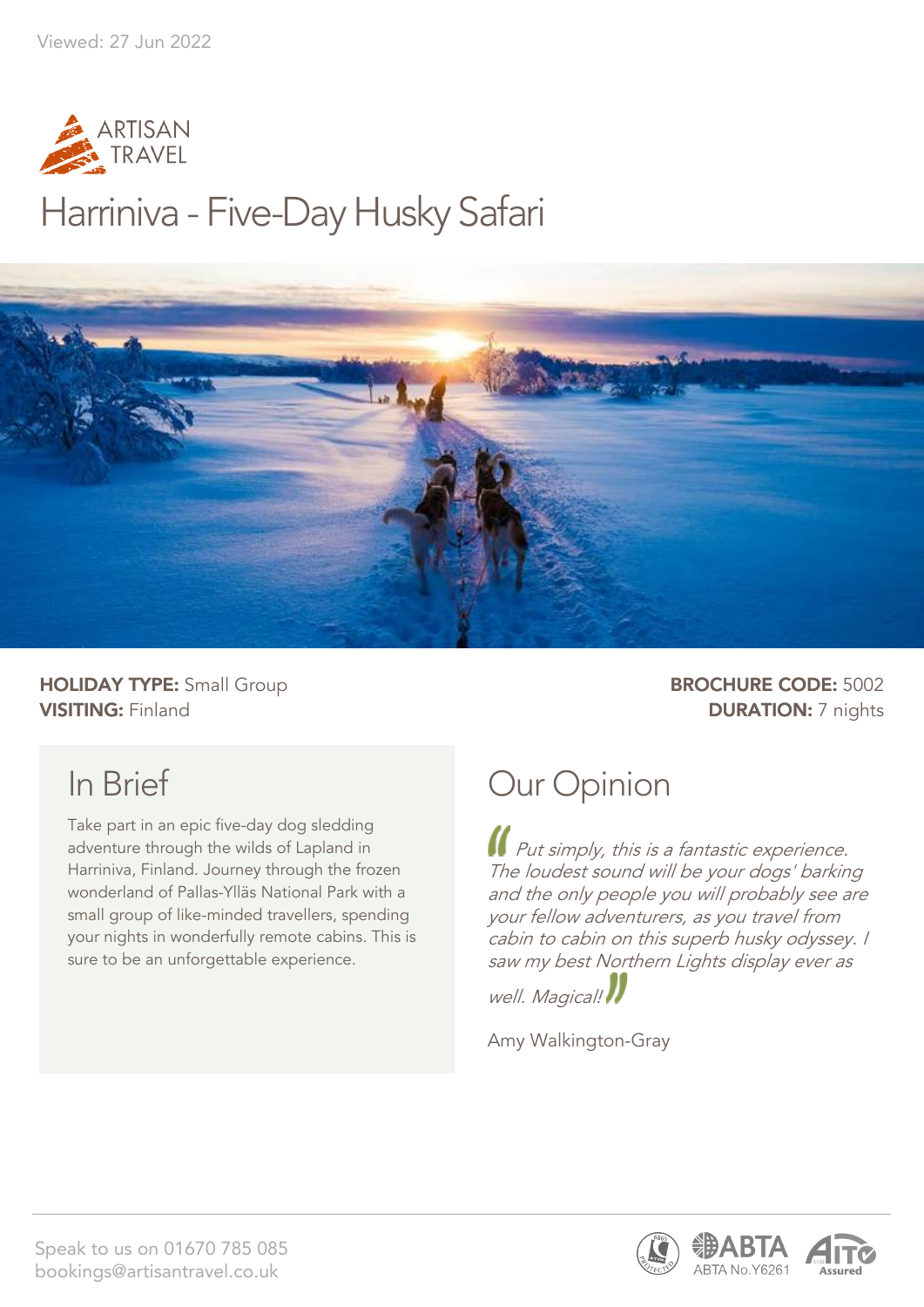Viewed: 27 Jun 2022

# Harriniva - Five-Day Husky Safari

**HOLIDAY TYPE:** Small Group
**VISITING:** Finland

**BROCHURE CODE:** 5002
**DURATION:** 7 nights

## In Brief

Take part in an epic five-day dog sledding adventure through the wilds of Lapland in Harriniva, Finland. Journey through the frozen wonderland of Pallas-Ylläs National Park with a small group of like-minded travellers, spending your nights in wonderfully remote cabins. This is sure to be an unforgettable experience.

## Our Opinion

*"Put simply, this is a fantastic experience. The loudest sound will be your dogs' barking and the only people you will probably see are your fellow adventurers, as you travel from cabin to cabin on this superb husky odyssey. I saw my best Northern Lights display ever as well. Magical!"*

Amy Walkington-Gray

Speak to us on 01670 785 085
bookings@artisantravel.co.uk

ABTA No.Y6261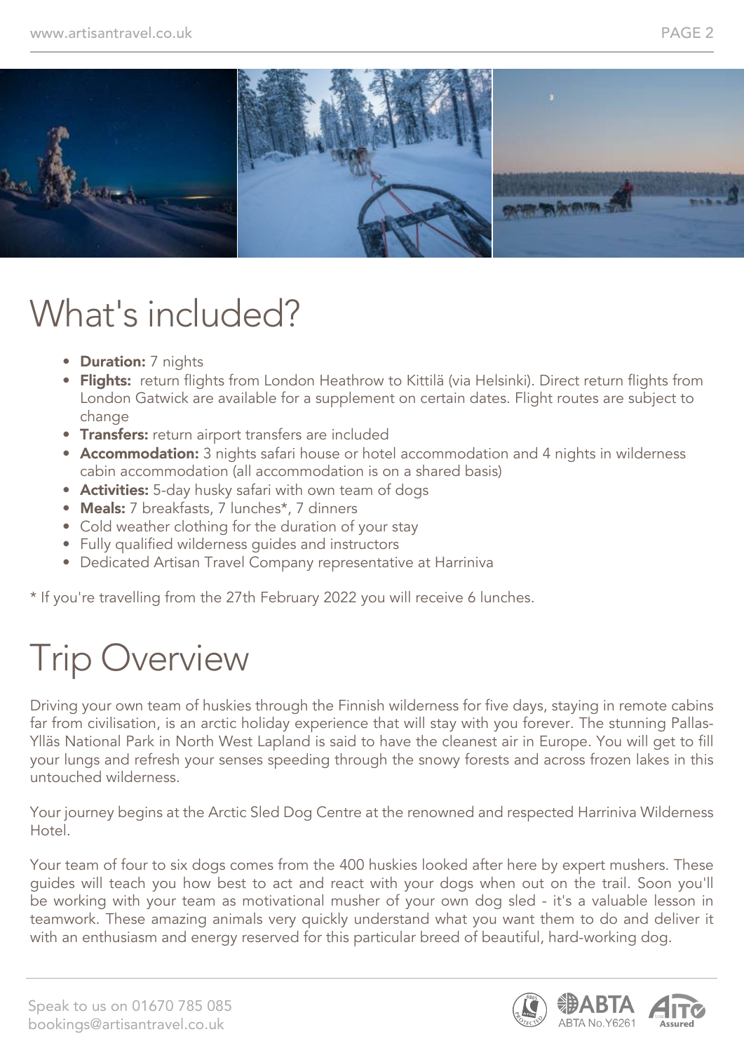# What's included?

- **Duration:** 7 nights
- **Flights:** return flights from London Heathrow to Kittilä (via Helsinki). Direct return flights from London Gatwick are available for a supplement on certain dates. Flight routes are subject to change
- **Transfers:** return airport transfers are included
- **Accommodation:** 3 nights safari house or hotel accommodation and 4 nights in wilderness cabin accommodation (all accommodation is on a shared basis)
- **Activities:** 5-day husky safari with own team of dogs
- **Meals:** 7 breakfasts, 7 lunches*, 7 dinners
- Cold weather clothing for the duration of your stay
- Fully qualified wilderness guides and instructors
- Dedicated Artisan Travel Company representative at Harriniva

* If you're travelling from the 27th February 2022 you will receive 6 lunches.

# Trip Overview

Driving your own team of huskies through the Finnish wilderness for five days, staying in remote cabins far from civilisation, is an arctic holiday experience that will stay with you forever. The stunning Pallas-Ylläs National Park in North West Lapland is said to have the cleanest air in Europe. You will get to fill your lungs and refresh your senses speeding through the snowy forests and across frozen lakes in this untouched wilderness.

Your journey begins at the Arctic Sled Dog Centre at the renowned and respected Harriniva Wilderness Hotel.

Your team of four to six dogs comes from the 400 huskies looked after here by expert mushers. These guides will teach you how best to act and react with your dogs when out on the trail. Soon you'll be working with your team as motivational musher of your own dog sled - it's a valuable lesson in teamwork. These amazing animals very quickly understand what you want them to do and deliver it with an enthusiasm and energy reserved for this particular breed of beautiful, hard-working dog.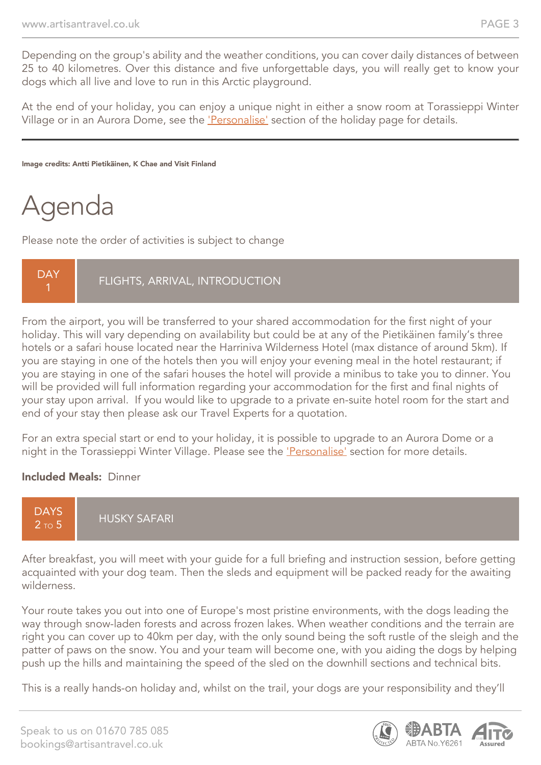Depending on the group's ability and the weather conditions, you can cover daily distances of between 25 to 40 kilometres. Over this distance and five unforgettable days, you will really get to know your dogs which all live and love to run in this Arctic playground.

At the end of your holiday, you can enjoy a unique night in either a snow room at Torassieppi Winter Village or in an Aurora Dome, see the 'Personalise' section of the holiday page for details.

---

**Image credits: Antti Pietikäinen, K Chae and Visit Finland**

# Agenda

Please note the order of activities is subject to change

## DAY 1 — FLIGHTS, ARRIVAL, INTRODUCTION

From the airport, you will be transferred to your shared accommodation for the first night of your holiday. This will vary depending on availability but could be at any of the Pietikäinen family's three hotels or a safari house located near the Harriniva Wilderness Hotel (max distance of around 5km). If you are staying in one of the hotels then you will enjoy your evening meal in the hotel restaurant; if you are staying in one of the safari houses the hotel will provide a minibus to take you to dinner. You will be provided will full information regarding your accommodation for the first and final nights of your stay upon arrival. If you would like to upgrade to a private en-suite hotel room for the start and end of your stay then please ask our Travel Experts for a quotation.

For an extra special start or end to your holiday, it is possible to upgrade to an Aurora Dome or a night in the Torassieppi Winter Village. Please see the 'Personalise' section for more details.

**Included Meals:** Dinner

## DAYS 2 TO 5 — HUSKY SAFARI

After breakfast, you will meet with your guide for a full briefing and instruction session, before getting acquainted with your dog team. Then the sleds and equipment will be packed ready for the awaiting wilderness.

Your route takes you out into one of Europe's most pristine environments, with the dogs leading the way through snow-laden forests and across frozen lakes. When weather conditions and the terrain are right you can cover up to 40km per day, with the only sound being the soft rustle of the sleigh and the patter of paws on the snow. You and your team will become one, with you aiding the dogs by helping push up the hills and maintaining the speed of the sled on the downhill sections and technical bits.

This is a really hands-on holiday and, whilst on the trail, your dogs are your responsibility and they'll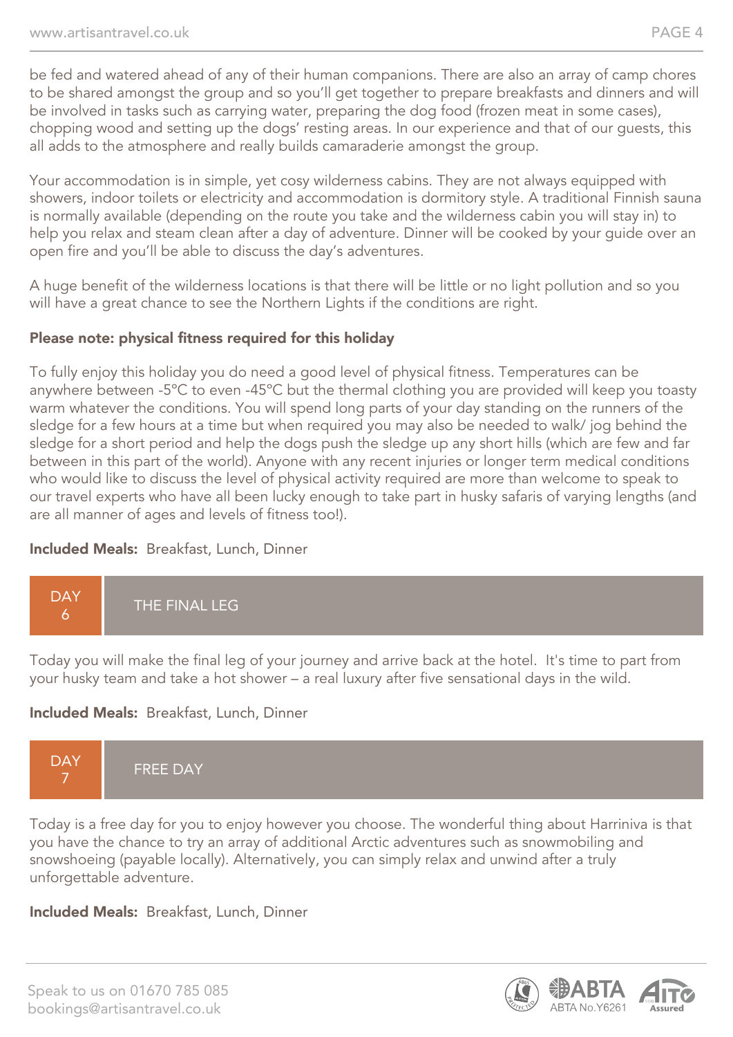be fed and watered ahead of any of their human companions. There are also an array of camp chores to be shared amongst the group and so you'll get together to prepare breakfasts and dinners and will be involved in tasks such as carrying water, preparing the dog food (frozen meat in some cases), chopping wood and setting up the dogs' resting areas. In our experience and that of our guests, this all adds to the atmosphere and really builds camaraderie amongst the group.

Your accommodation is in simple, yet cosy wilderness cabins. They are not always equipped with showers, indoor toilets or electricity and accommodation is dormitory style. A traditional Finnish sauna is normally available (depending on the route you take and the wilderness cabin you will stay in) to help you relax and steam clean after a day of adventure. Dinner will be cooked by your guide over an open fire and you'll be able to discuss the day's adventures.

A huge benefit of the wilderness locations is that there will be little or no light pollution and so you will have a great chance to see the Northern Lights if the conditions are right.

**Please note: physical fitness required for this holiday**

To fully enjoy this holiday you do need a good level of physical fitness. Temperatures can be anywhere between -5°C to even -45°C but the thermal clothing you are provided will keep you toasty warm whatever the conditions. You will spend long parts of your day standing on the runners of the sledge for a few hours at a time but when required you may also be needed to walk/ jog behind the sledge for a short period and help the dogs push the sledge up any short hills (which are few and far between in this part of the world). Anyone with any recent injuries or longer term medical conditions who would like to discuss the level of physical activity required are more than welcome to speak to our travel experts who have all been lucky enough to take part in husky safaris of varying lengths (and are all manner of ages and levels of fitness too!).

**Included Meals:** Breakfast, Lunch, Dinner

## DAY 6 — THE FINAL LEG

Today you will make the final leg of your journey and arrive back at the hotel. It's time to part from your husky team and take a hot shower – a real luxury after five sensational days in the wild.

**Included Meals:** Breakfast, Lunch, Dinner

## DAY 7 — FREE DAY

Today is a free day for you to enjoy however you choose. The wonderful thing about Harriniva is that you have the chance to try an array of additional Arctic adventures such as snowmobiling and snowshoeing (payable locally). Alternatively, you can simply relax and unwind after a truly unforgettable adventure.

**Included Meals:** Breakfast, Lunch, Dinner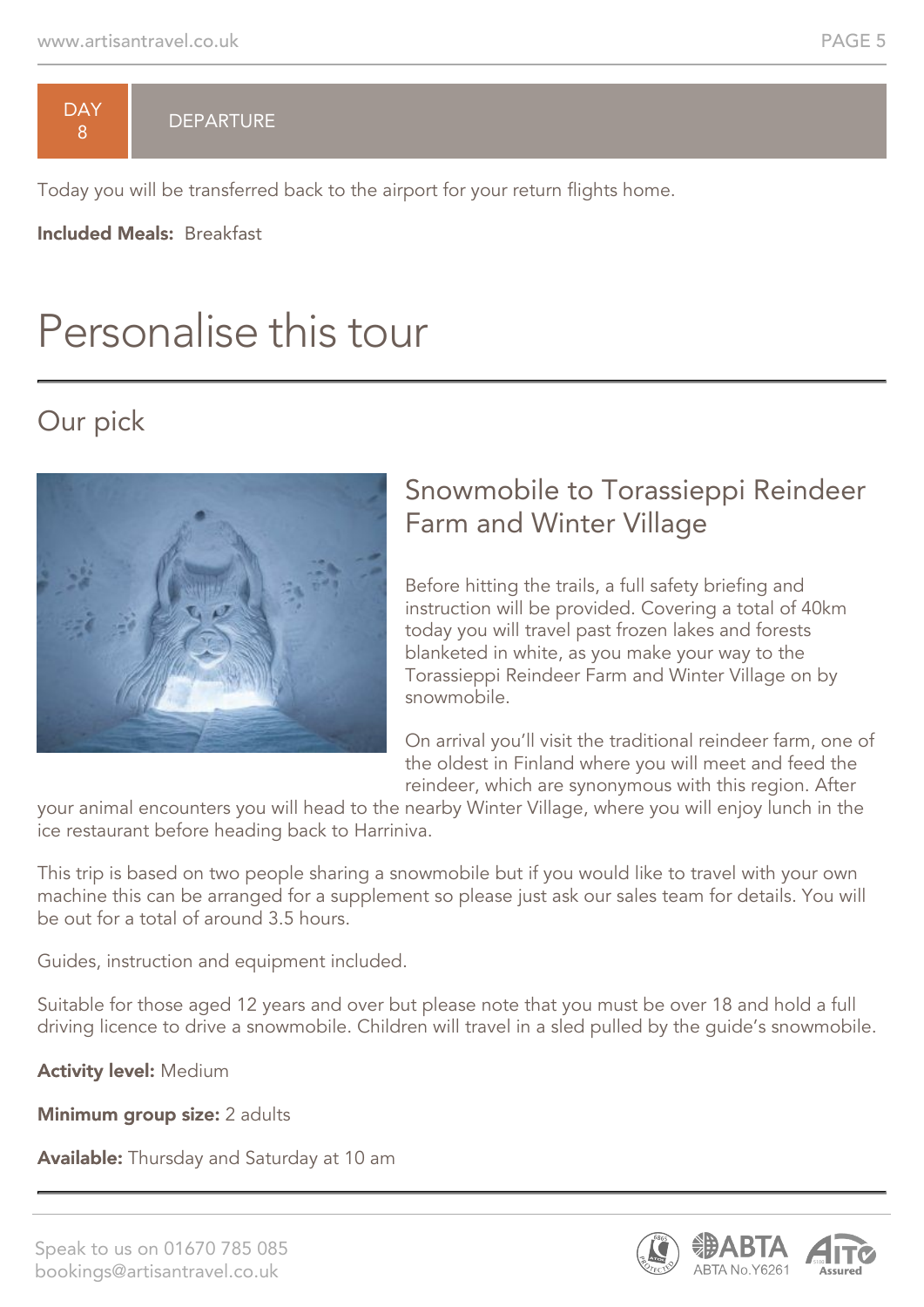## DAY 8 DEPARTURE

Today you will be transferred back to the airport for your return flights home.

**Included Meals:** Breakfast

# Personalise this tour

## Our pick

### Snowmobile to Torassieppi Reindeer Farm and Winter Village

Before hitting the trails, a full safety briefing and instruction will be provided. Covering a total of 40km today you will travel past frozen lakes and forests blanketed in white, as you make your way to the Torassieppi Reindeer Farm and Winter Village on by snowmobile.

On arrival you'll visit the traditional reindeer farm, one of the oldest in Finland where you will meet and feed the reindeer, which are synonymous with this region. After your animal encounters you will head to the nearby Winter Village, where you will enjoy lunch in the ice restaurant before heading back to Harriniva.

This trip is based on two people sharing a snowmobile but if you would like to travel with your own machine this can be arranged for a supplement so please just ask our sales team for details. You will be out for a total of around 3.5 hours.

Guides, instruction and equipment included.

Suitable for those aged 12 years and over but please note that you must be over 18 and hold a full driving licence to drive a snowmobile. Children will travel in a sled pulled by the guide's snowmobile.

**Activity level:** Medium

**Minimum group size:** 2 adults

**Available:** Thursday and Saturday at 10 am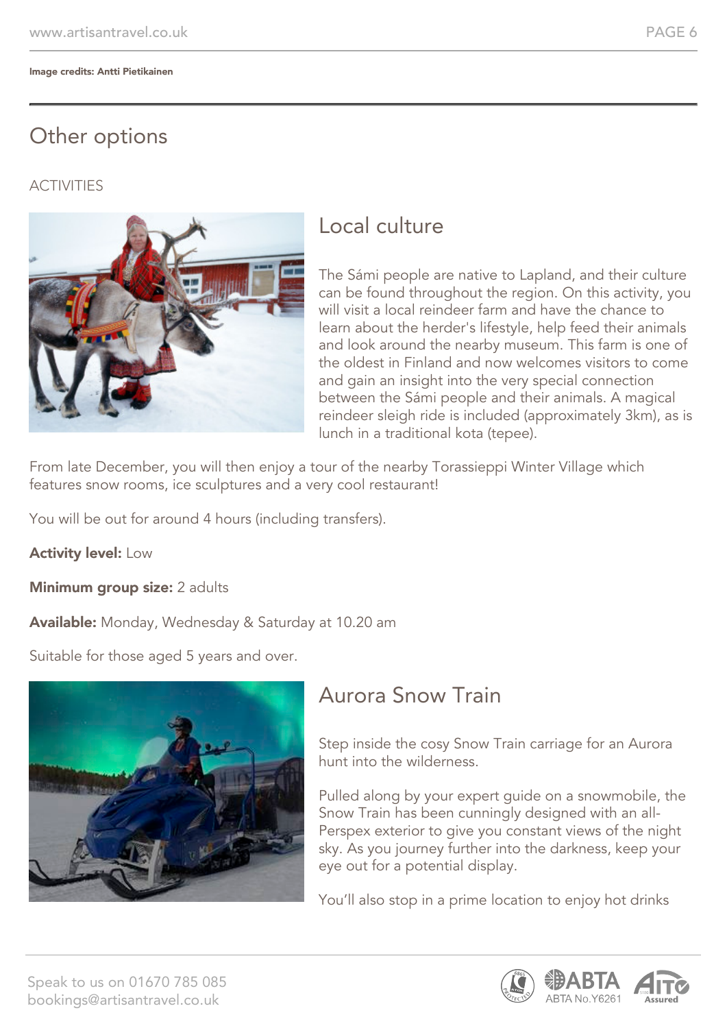Image credits: Antti Pietikainen

# Other options

ACTIVITIES

## Local culture

The Sámi people are native to Lapland, and their culture can be found throughout the region. On this activity, you will visit a local reindeer farm and have the chance to learn about the herder's lifestyle, help feed their animals and look around the nearby museum. This farm is one of the oldest in Finland and now welcomes visitors to come and gain an insight into the very special connection between the Sámi people and their animals. A magical reindeer sleigh ride is included (approximately 3km), as is lunch in a traditional kota (tepee).

From late December, you will then enjoy a tour of the nearby Torassieppi Winter Village which features snow rooms, ice sculptures and a very cool restaurant!

You will be out for around 4 hours (including transfers).

**Activity level:** Low

**Minimum group size:** 2 adults

**Available:** Monday, Wednesday & Saturday at 10.20 am

Suitable for those aged 5 years and over.

## Aurora Snow Train

Step inside the cosy Snow Train carriage for an Aurora hunt into the wilderness.

Pulled along by your expert guide on a snowmobile, the Snow Train has been cunningly designed with an all-Perspex exterior to give you constant views of the night sky. As you journey further into the darkness, keep your eye out for a potential display.

You'll also stop in a prime location to enjoy hot drinks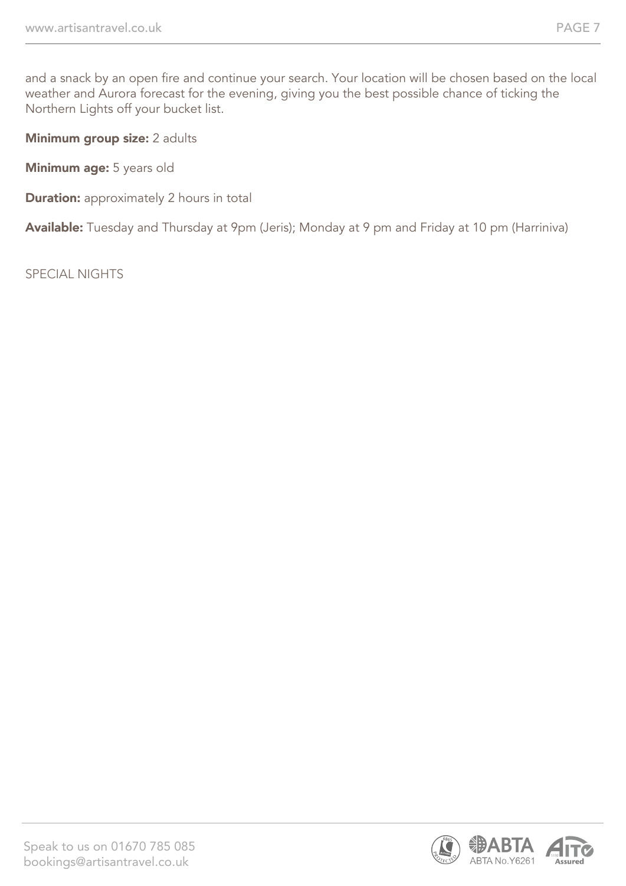and a snack by an open fire and continue your search. Your location will be chosen based on the local weather and Aurora forecast for the evening, giving you the best possible chance of ticking the Northern Lights off your bucket list.

**Minimum group size:** 2 adults

**Minimum age:** 5 years old

**Duration:** approximately 2 hours in total

**Available:** Tuesday and Thursday at 9pm (Jeris); Monday at 9 pm and Friday at 10 pm (Harriniva)

SPECIAL NIGHTS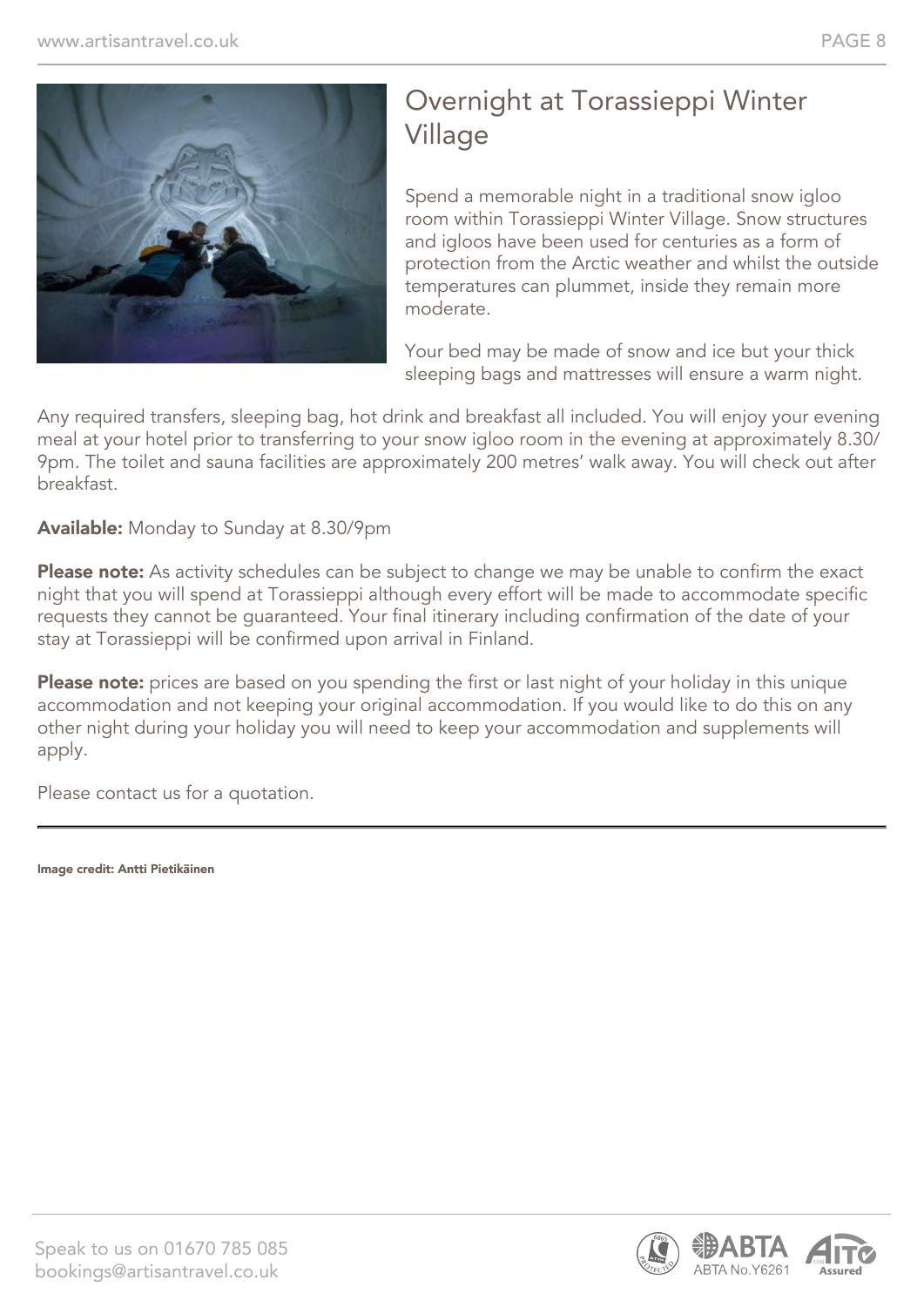## Overnight at Torassieppi Winter Village

Spend a memorable night in a traditional snow igloo room within Torassieppi Winter Village. Snow structures and igloos have been used for centuries as a form of protection from the Arctic weather and whilst the outside temperatures can plummet, inside they remain more moderate.

Your bed may be made of snow and ice but your thick sleeping bags and mattresses will ensure a warm night.

Any required transfers, sleeping bag, hot drink and breakfast all included. You will enjoy your evening meal at your hotel prior to transferring to your snow igloo room in the evening at approximately 8.30/ 9pm. The toilet and sauna facilities are approximately 200 metres' walk away. You will check out after breakfast.

**Available:** Monday to Sunday at 8.30/9pm

**Please note:** As activity schedules can be subject to change we may be unable to confirm the exact night that you will spend at Torassieppi although every effort will be made to accommodate specific requests they cannot be guaranteed. Your final itinerary including confirmation of the date of your stay at Torassieppi will be confirmed upon arrival in Finland.

**Please note:** prices are based on you spending the first or last night of your holiday in this unique accommodation and not keeping your original accommodation. If you would like to do this on any other night during your holiday you will need to keep your accommodation and supplements will apply.

Please contact us for a quotation.

---

**Image credit: Antti Pietikäinen**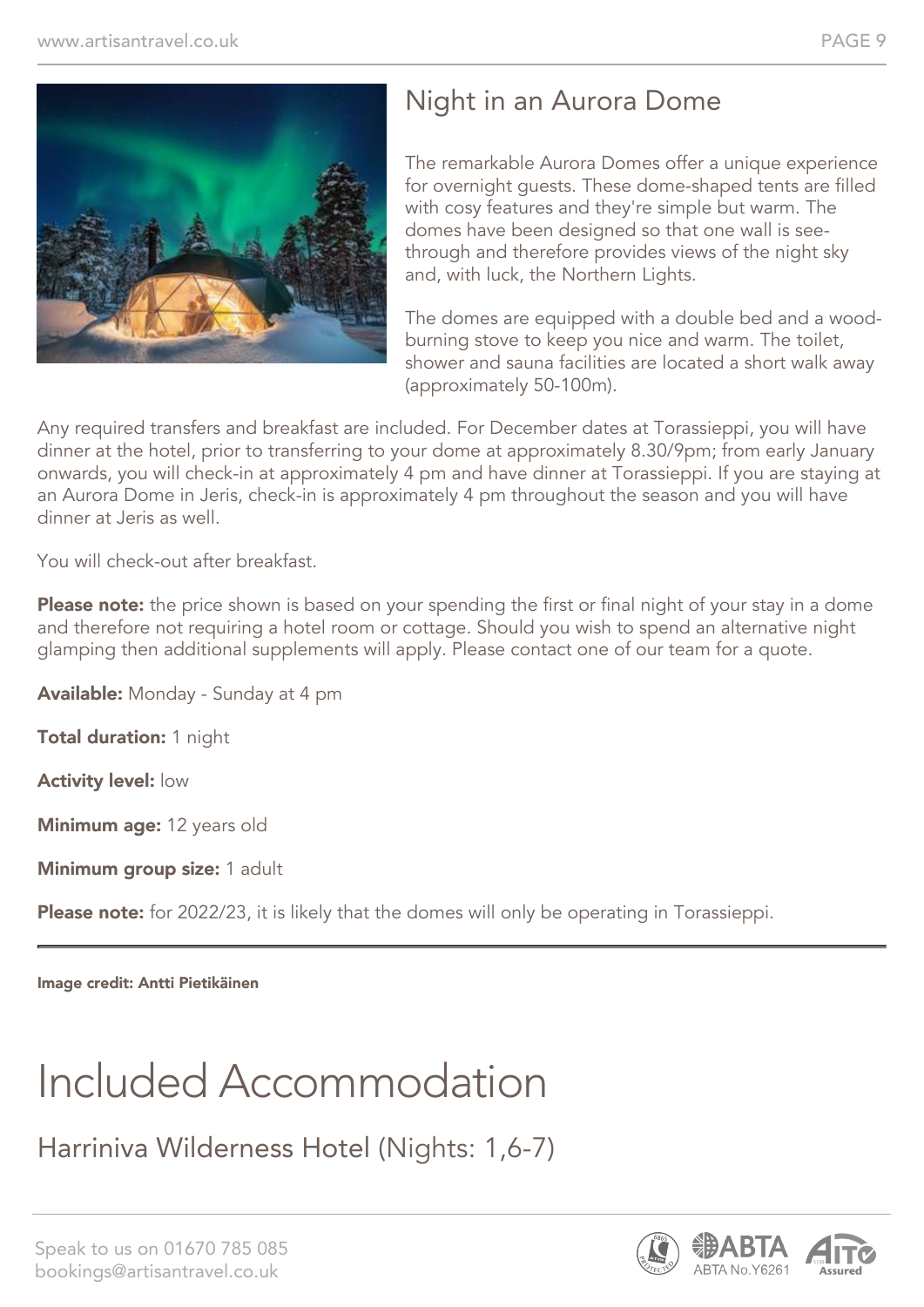## Night in an Aurora Dome

The remarkable Aurora Domes offer a unique experience for overnight guests. These dome-shaped tents are filled with cosy features and they're simple but warm. The domes have been designed so that one wall is see-through and therefore provides views of the night sky and, with luck, the Northern Lights.

The domes are equipped with a double bed and a wood-burning stove to keep you nice and warm. The toilet, shower and sauna facilities are located a short walk away (approximately 50-100m).

Any required transfers and breakfast are included. For December dates at Torassieppi, you will have dinner at the hotel, prior to transferring to your dome at approximately 8.30/9pm; from early January onwards, you will check-in at approximately 4 pm and have dinner at Torassieppi. If you are staying at an Aurora Dome in Jeris, check-in is approximately 4 pm throughout the season and you will have dinner at Jeris as well.

You will check-out after breakfast.

**Please note:** the price shown is based on your spending the first or final night of your stay in a dome and therefore not requiring a hotel room or cottage. Should you wish to spend an alternative night glamping then additional supplements will apply. Please contact one of our team for a quote.

**Available:** Monday - Sunday at 4 pm

**Total duration:** 1 night

**Activity level:** low

**Minimum age:** 12 years old

**Minimum group size:** 1 adult

**Please note:** for 2022/23, it is likely that the domes will only be operating in Torassieppi.

**Image credit: Antti Pietikäinen**

# Included Accommodation

## Harriniva Wilderness Hotel (Nights: 1,6-7)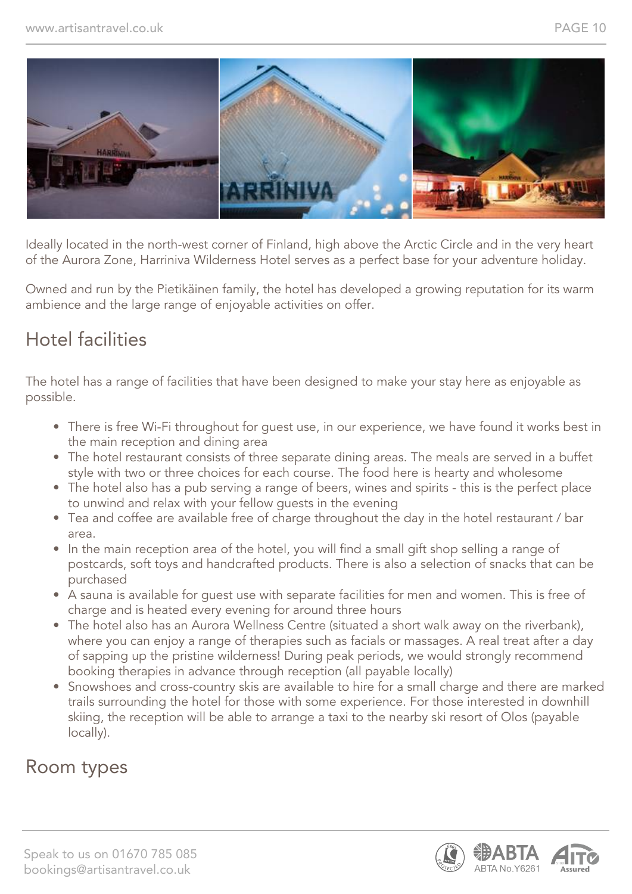Ideally located in the north-west corner of Finland, high above the Arctic Circle and in the very heart of the Aurora Zone, Harriniva Wilderness Hotel serves as a perfect base for your adventure holiday.

Owned and run by the Pietikäinen family, the hotel has developed a growing reputation for its warm ambience and the large range of enjoyable activities on offer.

## Hotel facilities

The hotel has a range of facilities that have been designed to make your stay here as enjoyable as possible.

- There is free Wi-Fi throughout for guest use, in our experience, we have found it works best in the main reception and dining area
- The hotel restaurant consists of three separate dining areas. The meals are served in a buffet style with two or three choices for each course. The food here is hearty and wholesome
- The hotel also has a pub serving a range of beers, wines and spirits - this is the perfect place to unwind and relax with your fellow guests in the evening
- Tea and coffee are available free of charge throughout the day in the hotel restaurant / bar area.
- In the main reception area of the hotel, you will find a small gift shop selling a range of postcards, soft toys and handcrafted products. There is also a selection of snacks that can be purchased
- A sauna is available for guest use with separate facilities for men and women. This is free of charge and is heated every evening for around three hours
- The hotel also has an Aurora Wellness Centre (situated a short walk away on the riverbank), where you can enjoy a range of therapies such as facials or massages. A real treat after a day of sapping up the pristine wilderness! During peak periods, we would strongly recommend booking therapies in advance through reception (all payable locally)
- Snowshoes and cross-country skis are available to hire for a small charge and there are marked trails surrounding the hotel for those with some experience. For those interested in downhill skiing, the reception will be able to arrange a taxi to the nearby ski resort of Olos (payable locally).

## Room types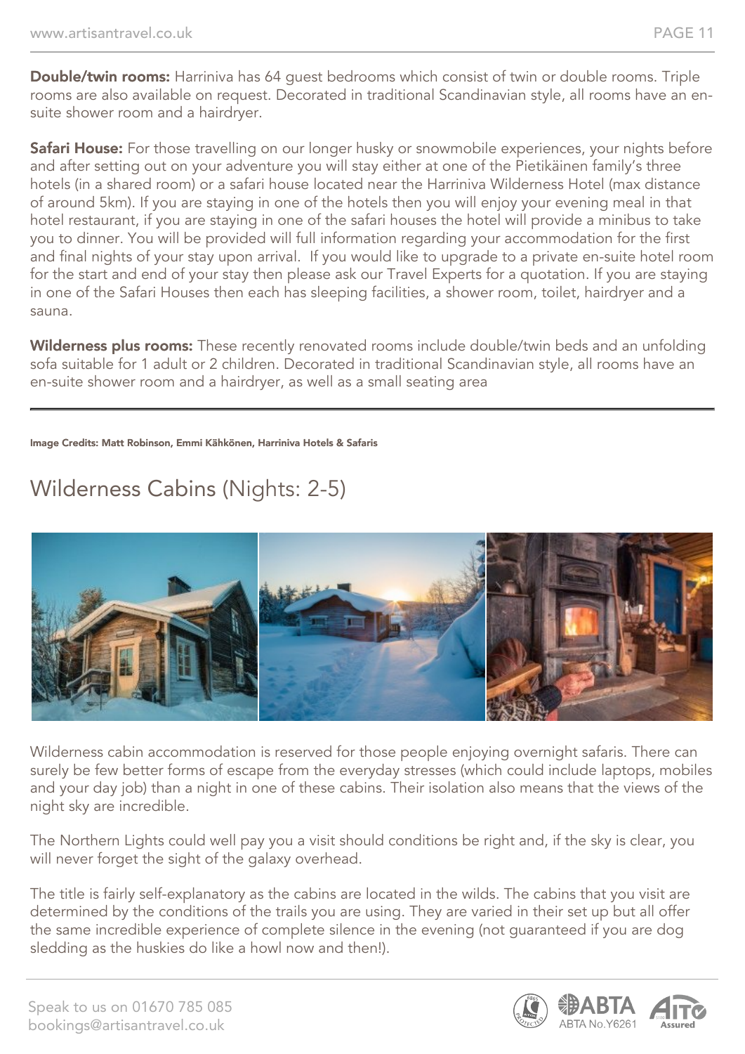**Double/twin rooms:** Harriniva has 64 guest bedrooms which consist of twin or double rooms. Triple rooms are also available on request. Decorated in traditional Scandinavian style, all rooms have an en-suite shower room and a hairdryer.

**Safari House:** For those travelling on our longer husky or snowmobile experiences, your nights before and after setting out on your adventure you will stay either at one of the Pietikäinen family's three hotels (in a shared room) or a safari house located near the Harriniva Wilderness Hotel (max distance of around 5km). If you are staying in one of the hotels then you will enjoy your evening meal in that hotel restaurant, if you are staying in one of the safari houses the hotel will provide a minibus to take you to dinner. You will be provided will full information regarding your accommodation for the first and final nights of your stay upon arrival. If you would like to upgrade to a private en-suite hotel room for the start and end of your stay then please ask our Travel Experts for a quotation. If you are staying in one of the Safari Houses then each has sleeping facilities, a shower room, toilet, hairdryer and a sauna.

**Wilderness plus rooms:** These recently renovated rooms include double/twin beds and an unfolding sofa suitable for 1 adult or 2 children. Decorated in traditional Scandinavian style, all rooms have an en-suite shower room and a hairdryer, as well as a small seating area

---

**Image Credits: Matt Robinson, Emmi Kähkönen, Harriniva Hotels & Safaris**

## Wilderness Cabins (Nights: 2-5)

Wilderness cabin accommodation is reserved for those people enjoying overnight safaris. There can surely be few better forms of escape from the everyday stresses (which could include laptops, mobiles and your day job) than a night in one of these cabins. Their isolation also means that the views of the night sky are incredible.

The Northern Lights could well pay you a visit should conditions be right and, if the sky is clear, you will never forget the sight of the galaxy overhead.

The title is fairly self-explanatory as the cabins are located in the wilds. The cabins that you visit are determined by the conditions of the trails you are using. They are varied in their set up but all offer the same incredible experience of complete silence in the evening (not guaranteed if you are dog sledding as the huskies do like a howl now and then!).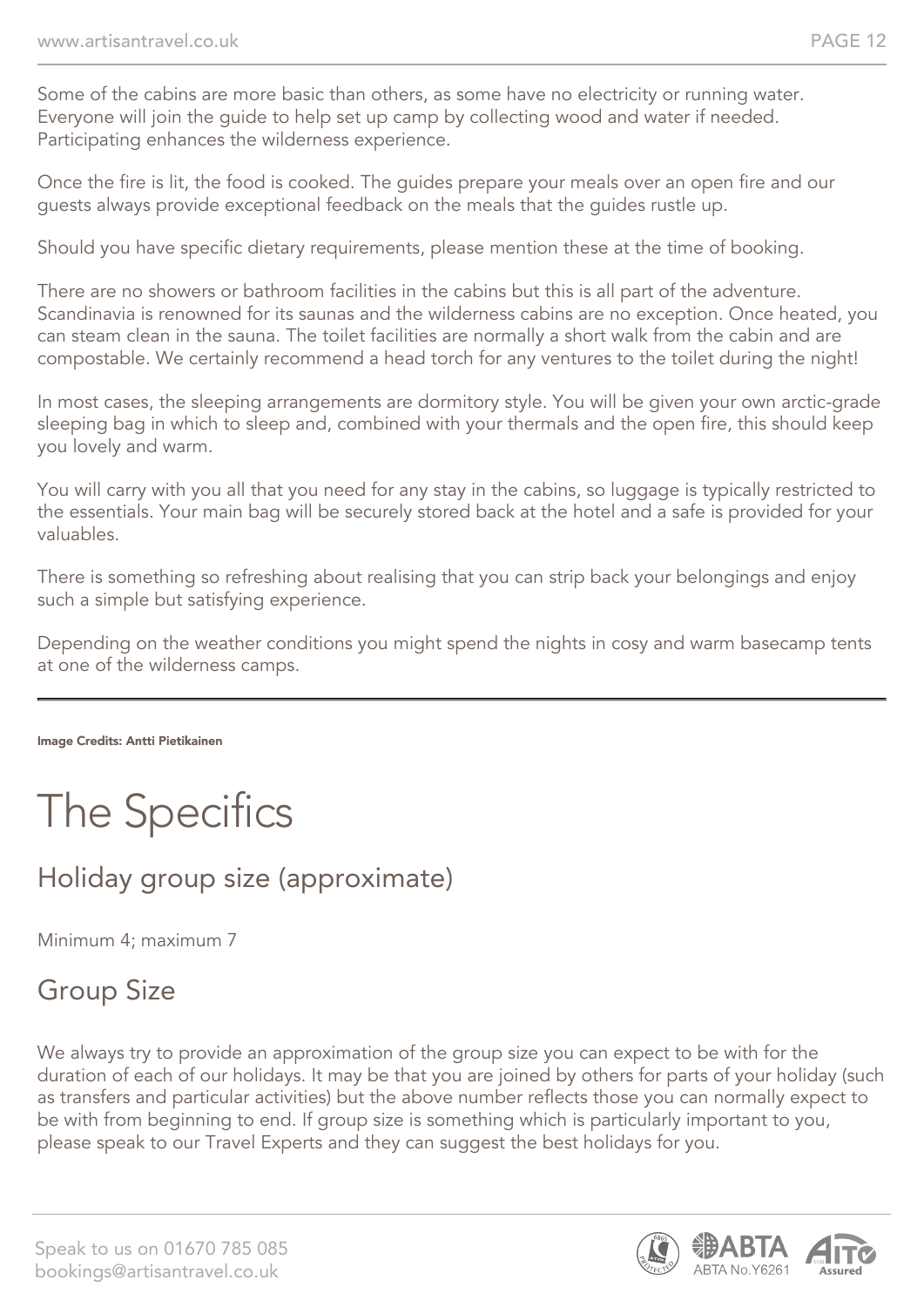Some of the cabins are more basic than others, as some have no electricity or running water. Everyone will join the guide to help set up camp by collecting wood and water if needed. Participating enhances the wilderness experience.

Once the fire is lit, the food is cooked. The guides prepare your meals over an open fire and our guests always provide exceptional feedback on the meals that the guides rustle up.

Should you have specific dietary requirements, please mention these at the time of booking.

There are no showers or bathroom facilities in the cabins but this is all part of the adventure. Scandinavia is renowned for its saunas and the wilderness cabins are no exception. Once heated, you can steam clean in the sauna. The toilet facilities are normally a short walk from the cabin and are compostable. We certainly recommend a head torch for any ventures to the toilet during the night!

In most cases, the sleeping arrangements are dormitory style. You will be given your own arctic-grade sleeping bag in which to sleep and, combined with your thermals and the open fire, this should keep you lovely and warm.

You will carry with you all that you need for any stay in the cabins, so luggage is typically restricted to the essentials. Your main bag will be securely stored back at the hotel and a safe is provided for your valuables.

There is something so refreshing about realising that you can strip back your belongings and enjoy such a simple but satisfying experience.

Depending on the weather conditions you might spend the nights in cosy and warm basecamp tents at one of the wilderness camps.

---

**Image Credits: Antti Pietikainen**

# The Specifics

## Holiday group size (approximate)

Minimum 4; maximum 7

## Group Size

We always try to provide an approximation of the group size you can expect to be with for the duration of each of our holidays. It may be that you are joined by others for parts of your holiday (such as transfers and particular activities) but the above number reflects those you can normally expect to be with from beginning to end. If group size is something which is particularly important to you, please speak to our Travel Experts and they can suggest the best holidays for you.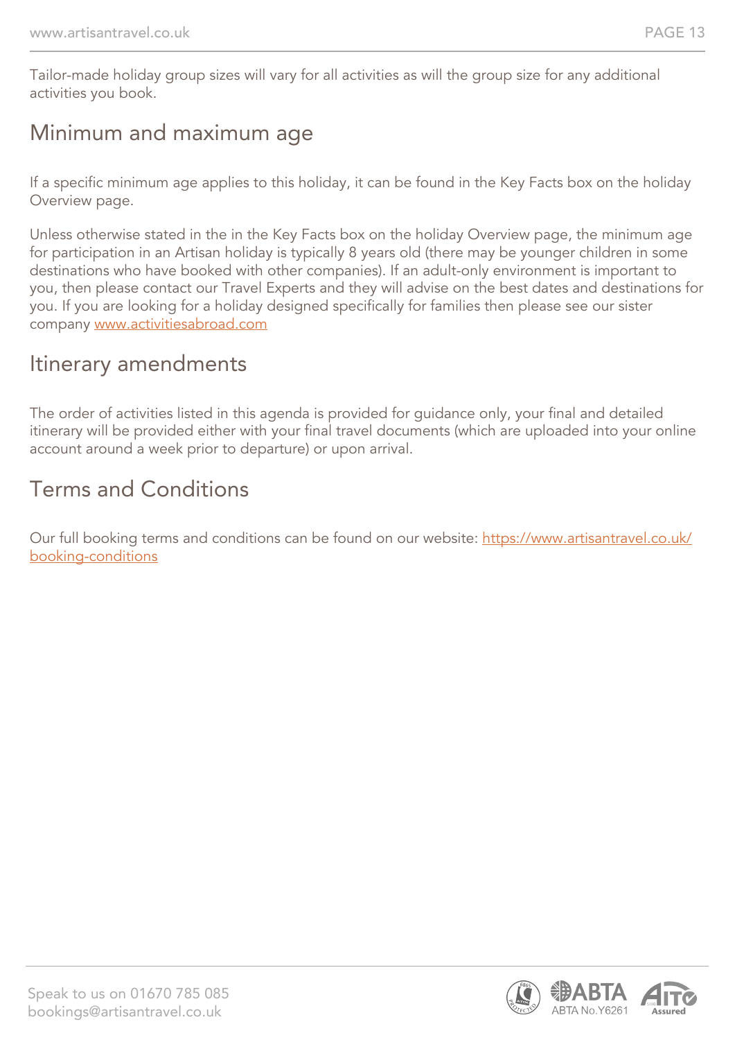Tailor-made holiday group sizes will vary for all activities as will the group size for any additional activities you book.

## Minimum and maximum age

If a specific minimum age applies to this holiday, it can be found in the Key Facts box on the holiday Overview page.

Unless otherwise stated in the in the Key Facts box on the holiday Overview page, the minimum age for participation in an Artisan holiday is typically 8 years old (there may be younger children in some destinations who have booked with other companies). If an adult-only environment is important to you, then please contact our Travel Experts and they will advise on the best dates and destinations for you. If you are looking for a holiday designed specifically for families then please see our sister company www.activitiesabroad.com

## Itinerary amendments

The order of activities listed in this agenda is provided for guidance only, your final and detailed itinerary will be provided either with your final travel documents (which are uploaded into your online account around a week prior to departure) or upon arrival.

## Terms and Conditions

Our full booking terms and conditions can be found on our website: https://www.artisantravel.co.uk/booking-conditions